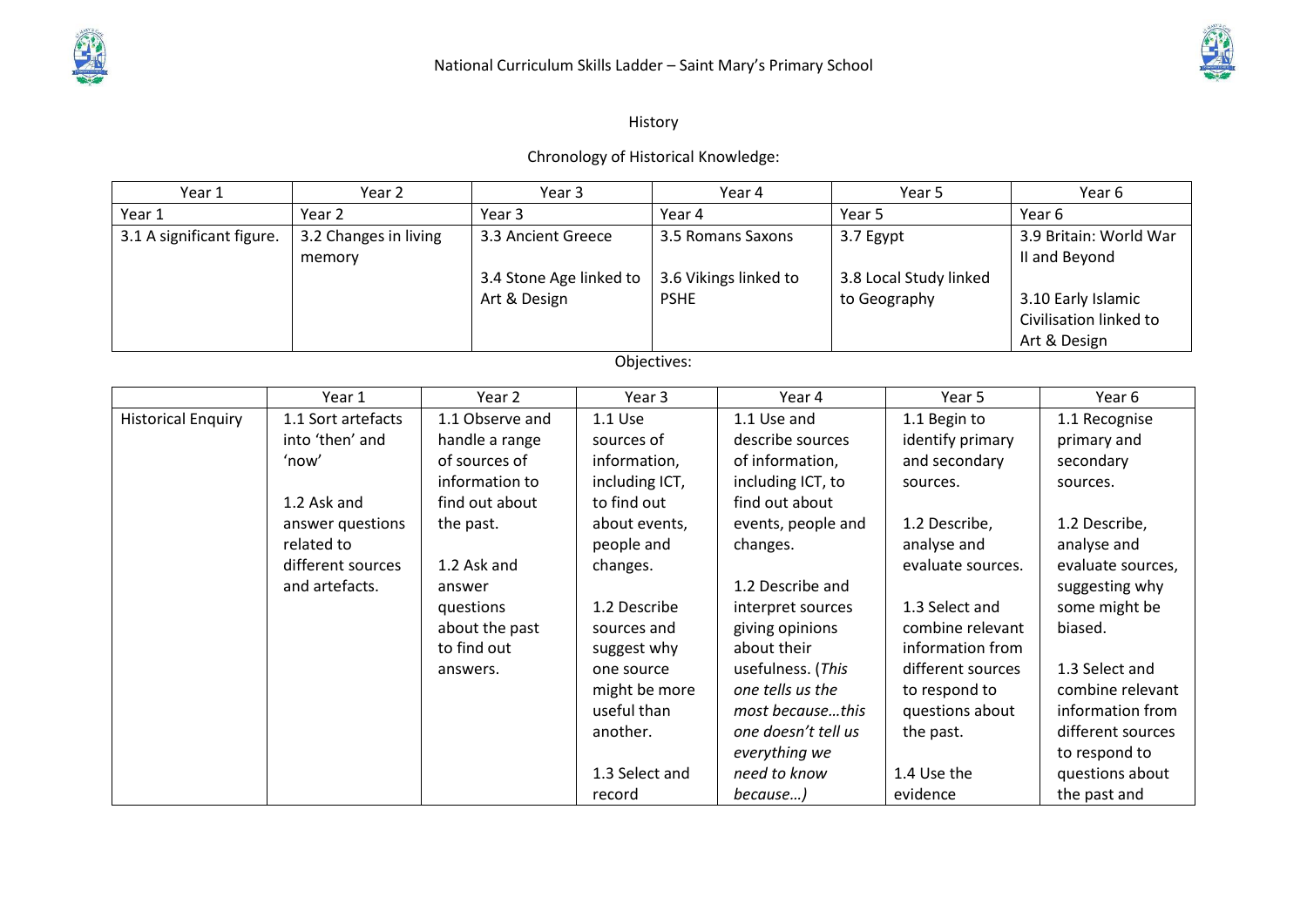National Curriculum Skills Ladder – Saint Mary's Primary School

# History

## Chronology of Historical Knowledge:

| Year 1 | Year 2 | Year 3 | Year 4 | Year 5 | Year 6 |
|---|---|---|---|---|---|
| Year 1 | Year 2 | Year 3 | Year 4 | Year 5 | Year 6 |
| 3.1 A significant figure. | 3.2 Changes in living memory | 3.3 Ancient Greece<br><br>3.4 Stone Age linked to Art & Design | 3.5 Romans Saxons<br><br>3.6 Vikings linked to PSHE | 3.7 Egypt<br><br>3.8 Local Study linked to Geography | 3.9 Britain: World War II and Beyond<br><br>3.10 Early Islamic Civilisation linked to Art & Design |

## Objectives:

| | Year 1 | Year 2 | Year 3 | Year 4 | Year 5 | Year 6 |
|---|---|---|---|---|---|---|
| Historical Enquiry | 1.1 Sort artefacts into 'then' and 'now'<br><br>1.2 Ask and answer questions related to different sources and artefacts. | 1.1 Observe and handle a range of sources of information to find out about the past.<br><br>1.2 Ask and answer questions about the past to find out answers. | 1.1 Use sources of information, including ICT, to find out about events, people and changes.<br><br>1.2 Describe sources and suggest why one source might be more useful than another.<br><br>1.3 Select and record | 1.1 Use and describe sources of information, including ICT, to find out about events, people and changes.<br><br>1.2 Describe and interpret sources giving opinions about their usefulness. (*This one tells us the most because…this one doesn't tell us everything we need to know because…*) | 1.1 Begin to identify primary and secondary sources.<br><br>1.2 Describe, analyse and evaluate sources.<br><br>1.3 Select and combine relevant information from different sources to respond to questions about the past.<br><br>1.4 Use the evidence | 1.1 Recognise primary and secondary sources.<br><br>1.2 Describe, analyse and evaluate sources, suggesting why some might be biased.<br><br>1.3 Select and combine relevant information from different sources to respond to questions about the past and |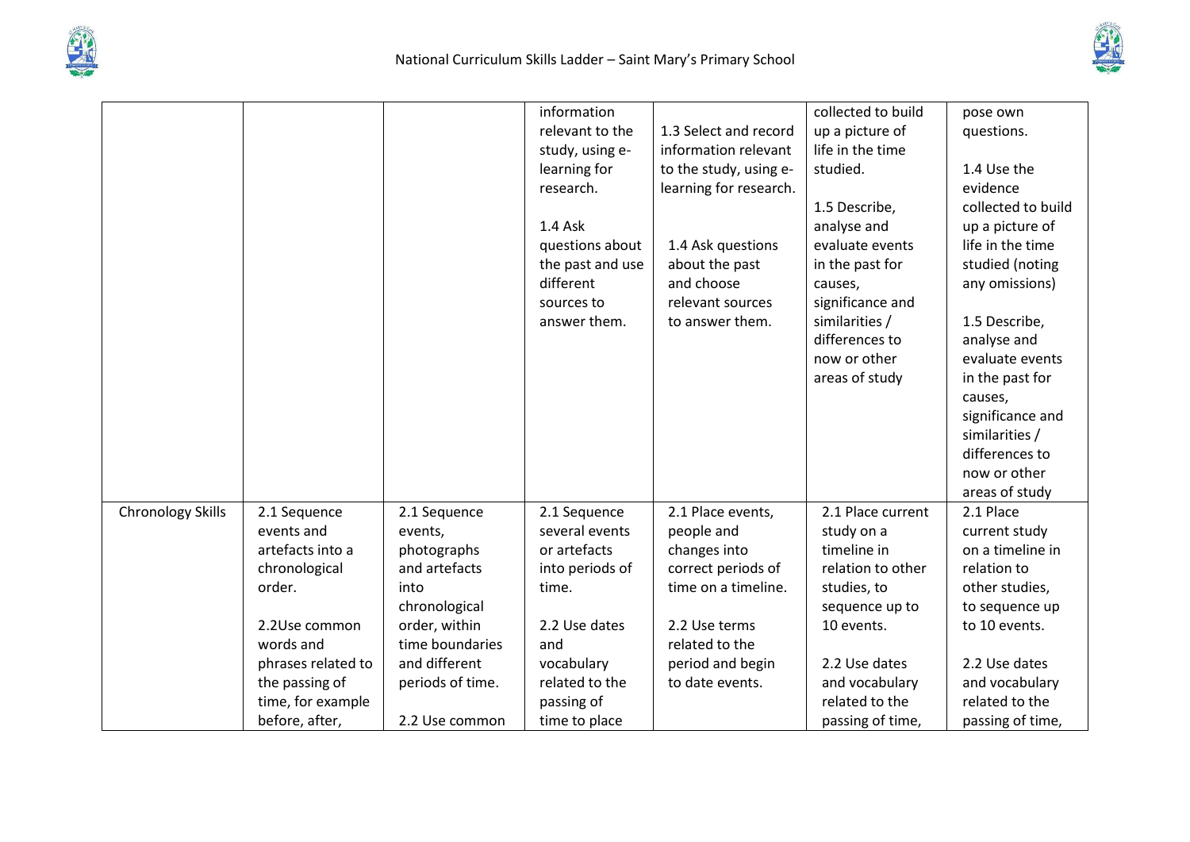| | | | | | | |
|---|---|---|---|---|---|---|
| | | | information relevant to the study, using e-learning for research.<br><br>1.4 Ask questions about the past and use different sources to answer them. | 1.3 Select and record information relevant to the study, using e-learning for research.<br><br>1.4 Ask questions about the past and choose relevant sources to answer them. | collected to build up a picture of life in the time studied.<br><br>1.5 Describe, analyse and evaluate events in the past for causes, significance and similarities / differences to now or other areas of study | pose own questions.<br><br>1.4 Use the evidence collected to build up a picture of life in the time studied (noting any omissions)<br><br>1.5 Describe, analyse and evaluate events in the past for causes, significance and similarities / differences to now or other areas of study |
| Chronology Skills | 2.1 Sequence events and artefacts into a chronological order.<br><br>2.2Use common words and phrases related to the passing of time, for example before, after, | 2.1 Sequence events, photographs and artefacts into chronological order, within time boundaries and different periods of time.<br><br>2.2 Use common | 2.1 Sequence several events or artefacts into periods of time.<br><br>2.2 Use dates and vocabulary related to the passing of time to place | 2.1 Place events, people and changes into correct periods of time on a timeline.<br><br>2.2 Use terms related to the period and begin to date events. | 2.1 Place current study on a timeline in relation to other studies, to sequence up to 10 events.<br><br>2.2 Use dates and vocabulary related to the passing of time, | 2.1 Place current study on a timeline in relation to other studies, to sequence up to 10 events.<br><br>2.2 Use dates and vocabulary related to the passing of time, |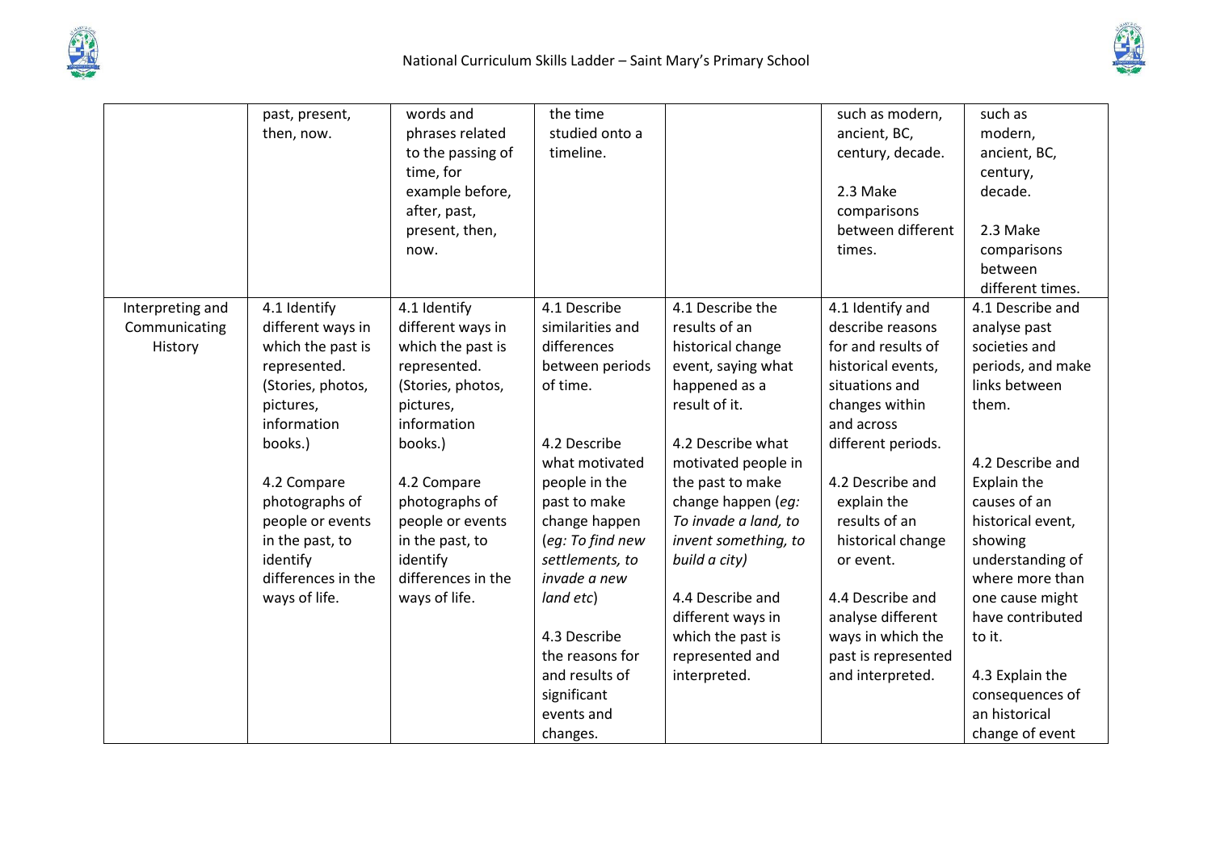| | | | | | | |
|---|---|---|---|---|---|---|
| | past, present, then, now. | words and phrases related to the passing of time, for example before, after, past, present, then, now. | the time studied onto a timeline. | | such as modern, ancient, BC, century, decade.<br><br>2.3 Make comparisons between different times. | such as modern, ancient, BC, century, decade.<br><br>2.3 Make comparisons between different times. |
| Interpreting and Communicating History | 4.1 Identify different ways in which the past is represented. (Stories, photos, pictures, information books.)<br><br>4.2 Compare photographs of people or events in the past, to identify differences in the ways of life. | 4.1 Identify different ways in which the past is represented. (Stories, photos, pictures, information books.)<br><br>4.2 Compare photographs of people or events in the past, to identify differences in the ways of life. | 4.1 Describe similarities and differences between periods of time.<br><br>4.2 Describe what motivated people in the past to make change happen (*eg: To find new settlements, to invade a new land etc*)<br><br>4.3 Describe the reasons for and results of significant events and changes. | 4.1 Describe the results of an historical change event, saying what happened as a result of it.<br><br>4.2 Describe what motivated people in the past to make change happen (*eg: To invade a land, to invent something, to build a city)*<br><br>4.4 Describe and different ways in which the past is represented and interpreted. | 4.1 Identify and describe reasons for and results of historical events, situations and changes within and across different periods.<br><br>4.2 Describe and explain the results of an historical change or event.<br><br>4.4 Describe and analyse different ways in which the past is represented and interpreted. | 4.1 Describe and analyse past societies and periods, and make links between them.<br><br>4.2 Describe and Explain the causes of an historical event, showing understanding of where more than one cause might have contributed to it.<br><br>4.3 Explain the consequences of an historical change of event |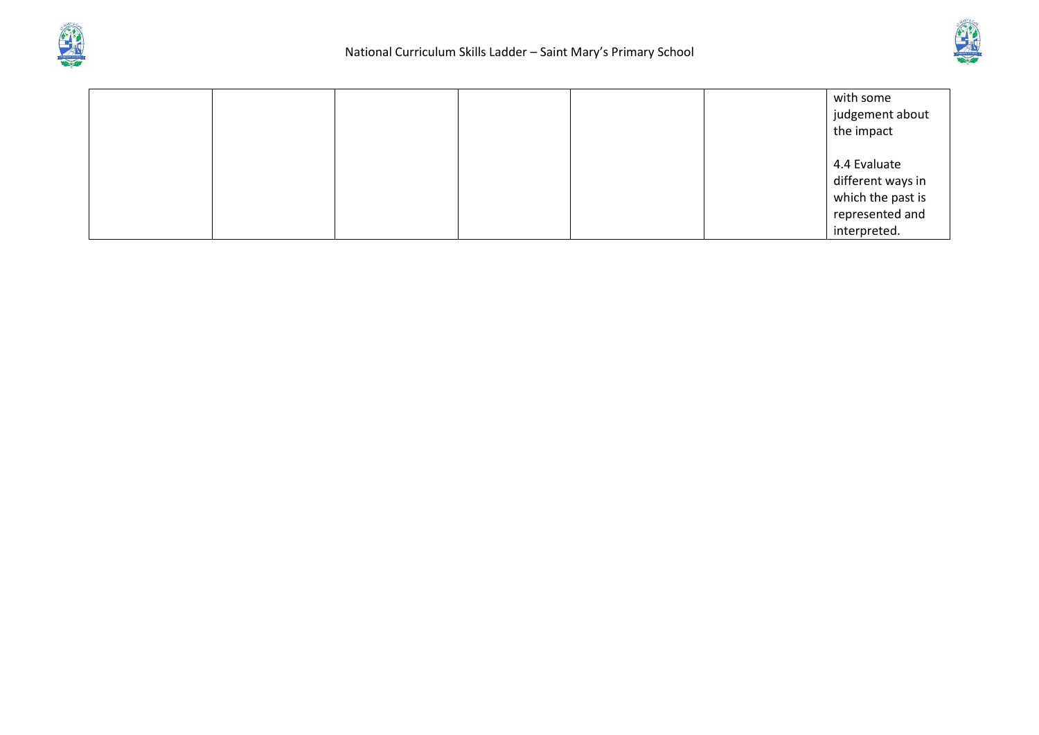| | | | | | | |
|---|---|---|---|---|---|---|
| | | | | | | with some judgement about the impact<br><br>4.4 Evaluate different ways in which the past is represented and interpreted. |